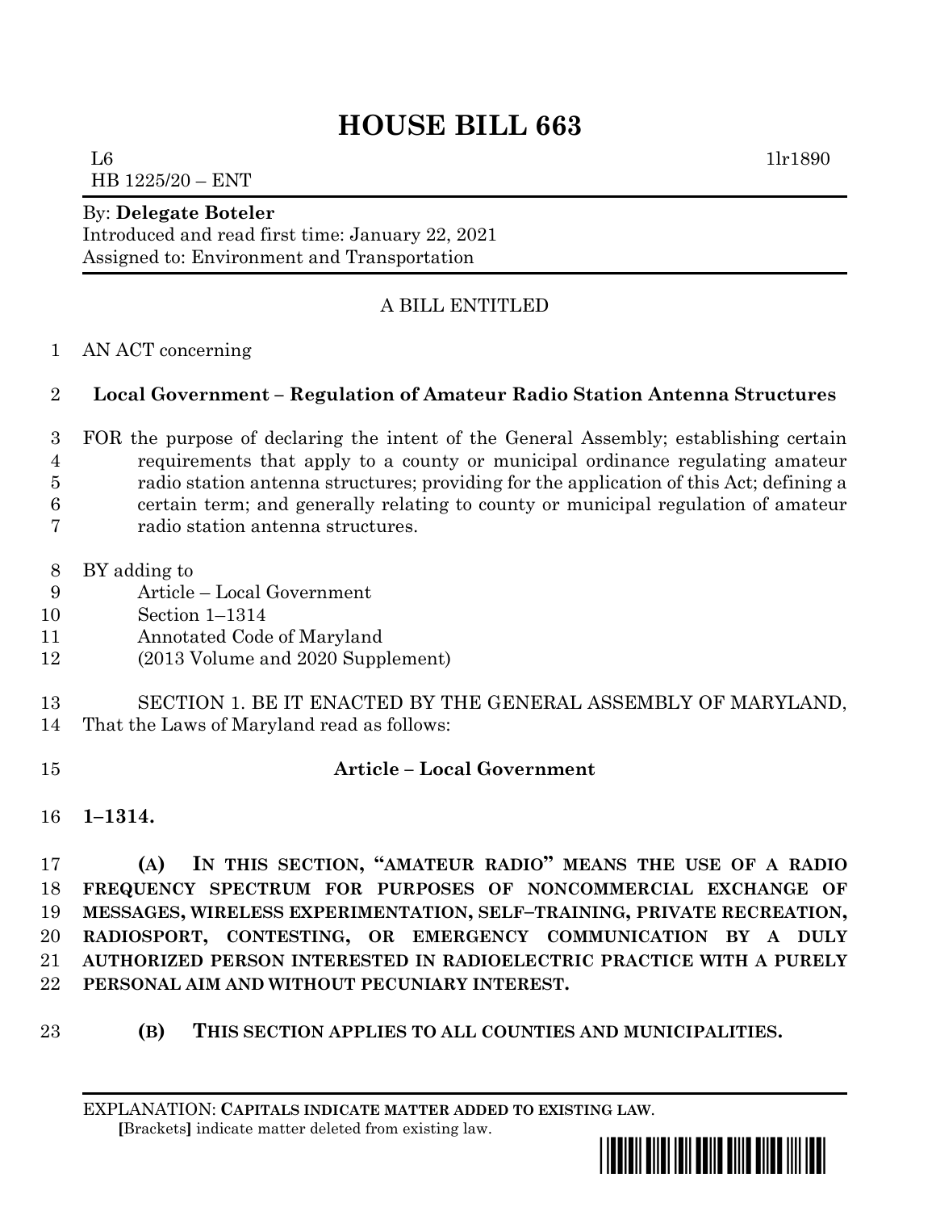# HOUSE BILL 663

L6 1lr1890
HB 1225/20 – ENT

By: **Delegate Boteler**
Introduced and read first time: January 22, 2021
Assigned to: Environment and Transportation

A BILL ENTITLED

AN ACT concerning

**Local Government – Regulation of Amateur Radio Station Antenna Structures**

FOR the purpose of declaring the intent of the General Assembly; establishing certain requirements that apply to a county or municipal ordinance regulating amateur radio station antenna structures; providing for the application of this Act; defining a certain term; and generally relating to county or municipal regulation of amateur radio station antenna structures.

BY adding to
Article – Local Government
Section 1–1314
Annotated Code of Maryland
(2013 Volume and 2020 Supplement)

SECTION 1. BE IT ENACTED BY THE GENERAL ASSEMBLY OF MARYLAND, That the Laws of Maryland read as follows:

**Article – Local Government**

**1–1314.**

**(A) IN THIS SECTION, "AMATEUR RADIO" MEANS THE USE OF A RADIO FREQUENCY SPECTRUM FOR PURPOSES OF NONCOMMERCIAL EXCHANGE OF MESSAGES, WIRELESS EXPERIMENTATION, SELF–TRAINING, PRIVATE RECREATION, RADIOSPORT, CONTESTING, OR EMERGENCY COMMUNICATION BY A DULY AUTHORIZED PERSON INTERESTED IN RADIOELECTRIC PRACTICE WITH A PURELY PERSONAL AIM AND WITHOUT PECUNIARY INTEREST.**

**(B) THIS SECTION APPLIES TO ALL COUNTIES AND MUNICIPALITIES.**

EXPLANATION: **CAPITALS INDICATE MATTER ADDED TO EXISTING LAW.**
**[**Brackets**]** indicate matter deleted from existing law.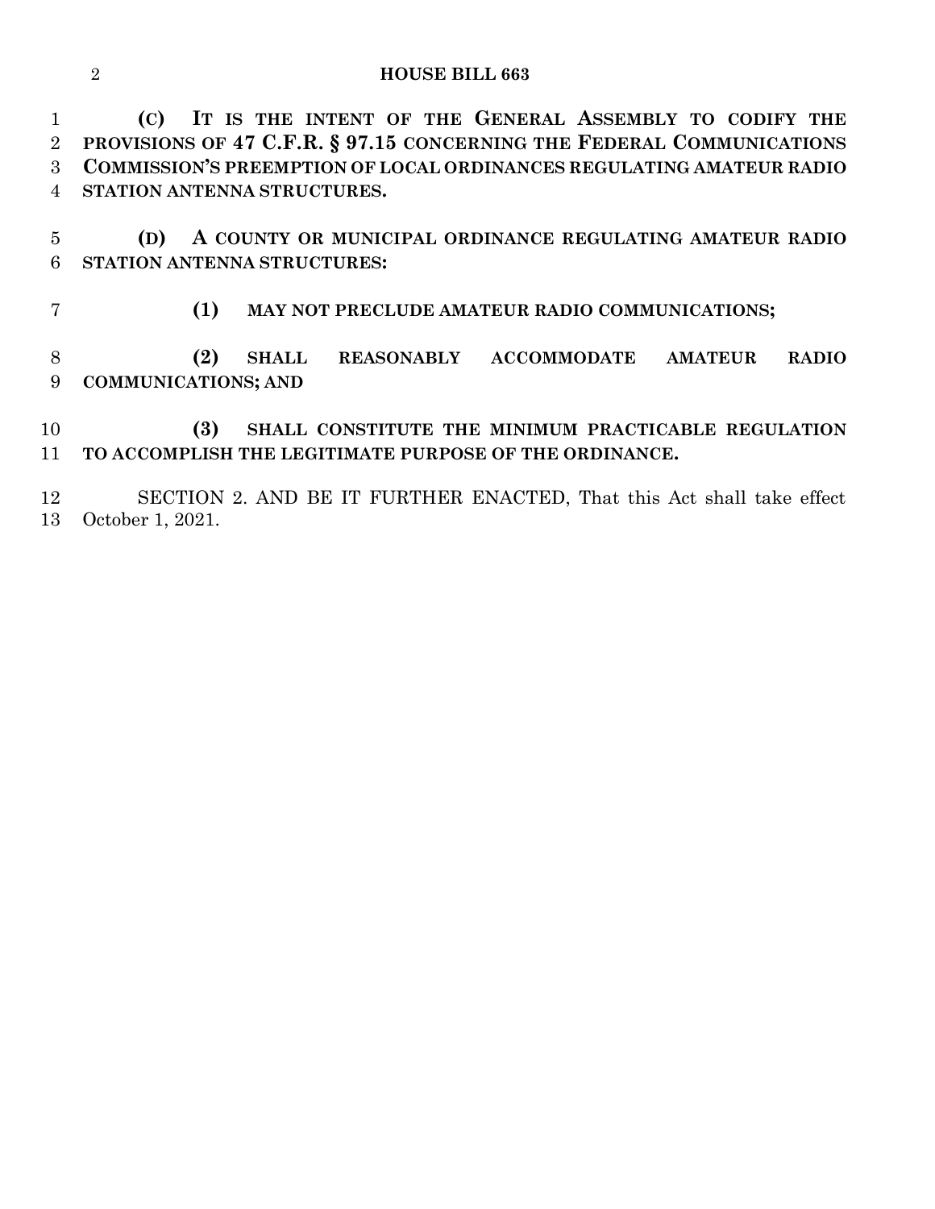**(C) IT IS THE INTENT OF THE GENERAL ASSEMBLY TO CODIFY THE PROVISIONS OF 47 C.F.R. § 97.15 CONCERNING THE FEDERAL COMMUNICATIONS COMMISSION'S PREEMPTION OF LOCAL ORDINANCES REGULATING AMATEUR RADIO STATION ANTENNA STRUCTURES.**

**(D) A COUNTY OR MUNICIPAL ORDINANCE REGULATING AMATEUR RADIO STATION ANTENNA STRUCTURES:**

**(1) MAY NOT PRECLUDE AMATEUR RADIO COMMUNICATIONS;**

**(2) SHALL REASONABLY ACCOMMODATE AMATEUR RADIO COMMUNICATIONS; AND**

**(3) SHALL CONSTITUTE THE MINIMUM PRACTICABLE REGULATION TO ACCOMPLISH THE LEGITIMATE PURPOSE OF THE ORDINANCE.**

SECTION 2. AND BE IT FURTHER ENACTED, That this Act shall take effect October 1, 2021.